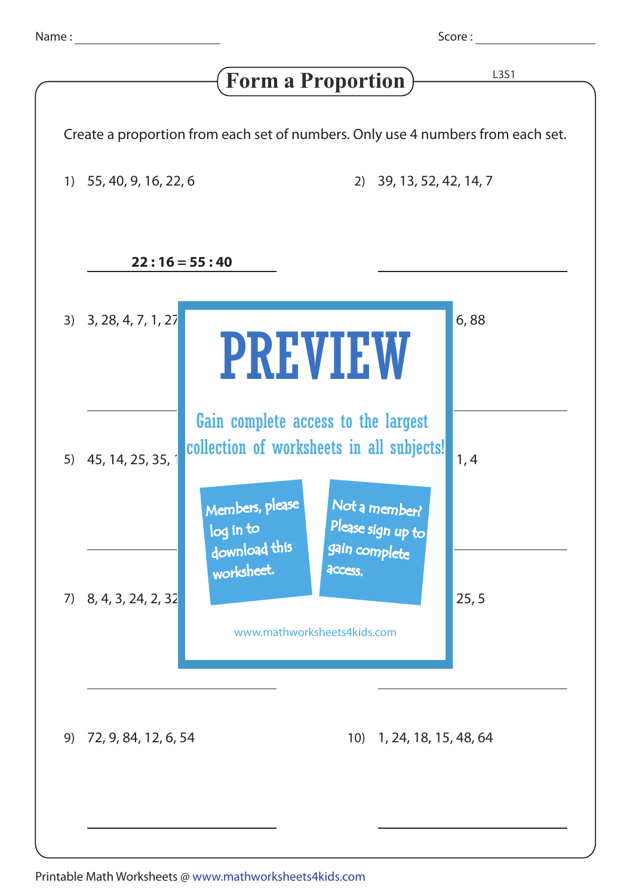Name : ____________________ Score : ____________________

# Form a Proportion

L3S1

Create a proportion from each set of numbers. Only use 4 numbers from each set.

1) 55, 40, 9, 16, 22, 6

**22 : 16 = 55 : 40**

2) 39, 13, 52, 42, 14, 7

______________________

3) 3, 28, 4, 7, 1, 27

______________________

4) ... 6, 88

______________________

5) 45, 14, 25, 35, 1

______________________

6) ... 1, 4

______________________

7) 8, 4, 3, 24, 2, 32

______________________

8) ... 25, 5

______________________

PREVIEW

Gain complete access to the largest collection of worksheets in all subjects!

Members, please log in to download this worksheet.

Not a member? Please sign up to gain complete access.

www.mathworksheets4kids.com

9) 72, 9, 84, 12, 6, 54

______________________

10) 1, 24, 18, 15, 48, 64

______________________

Printable Math Worksheets @ www.mathworksheets4kids.com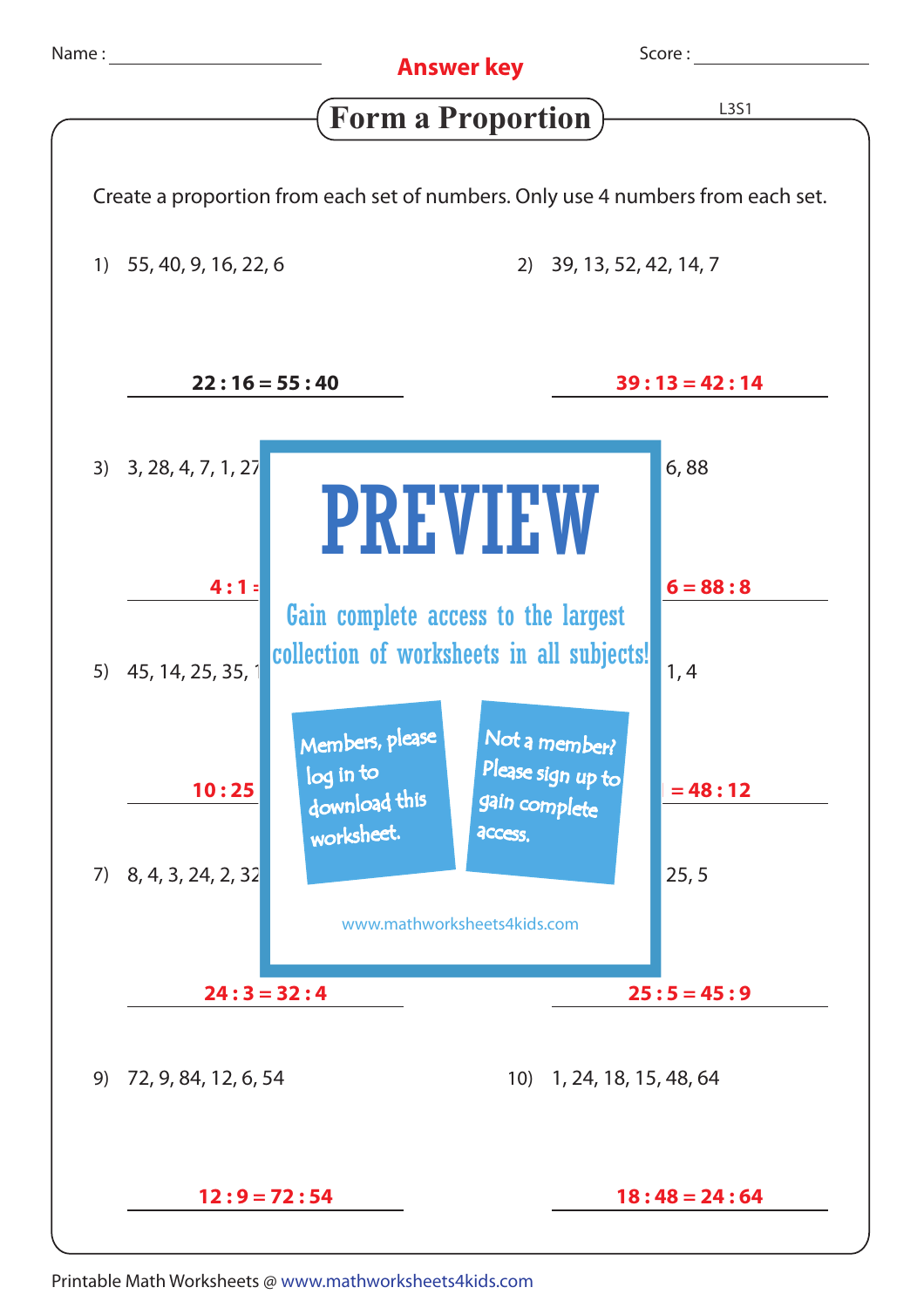Name : Score :

**Answer key**

# Form a Proportion

L3S1

Create a proportion from each set of numbers. Only use 4 numbers from each set.

1) 55, 40, 9, 16, 22, 6

**22 : 16 = 55 : 40**

2) 39, 13, 52, 42, 14, 7

**39 : 13 = 42 : 14**

3) 3, 28, 4, 7, 1, 27

**4 : 1 =**

4) 6, 88

**6 = 88 : 8**

5) 45, 14, 25, 35, 1

**10 : 25**

6) 1, 4

**= 48 : 12**

7) 8, 4, 3, 24, 2, 32

**24 : 3 = 32 : 4**

8) 25, 5

**25 : 5 = 45 : 9**

9) 72, 9, 84, 12, 6, 54

**12 : 9 = 72 : 54**

10) 1, 24, 18, 15, 48, 64

**18 : 48 = 24 : 64**

PREVIEW

Gain complete access to the largest collection of worksheets in all subjects!

Members, please log in to download this worksheet.

Not a member? Please sign up to gain complete access.

www.mathworksheets4kids.com

Printable Math Worksheets @ www.mathworksheets4kids.com